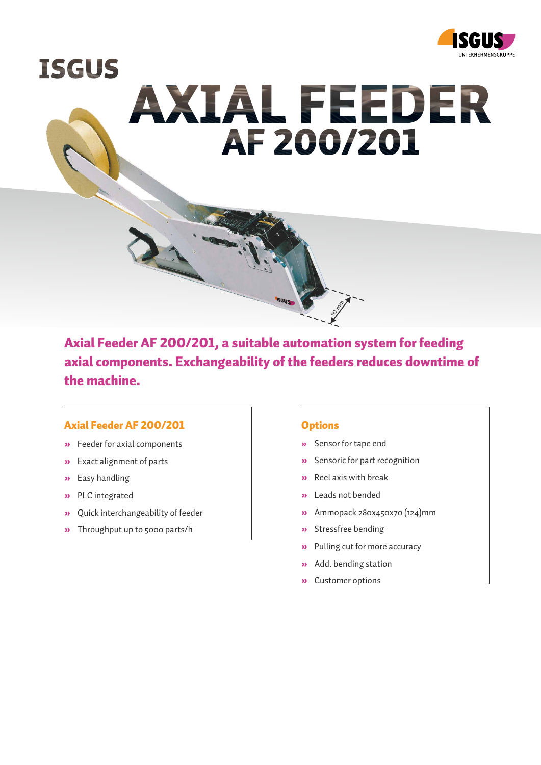ISGUS

# AXIAL FEEDER AF 200/201

**Axial Feeder AF 200/201, a suitable automation system for feeding axial components. Exchangeability of the feeders reduces downtime of the machine.**

## Axial Feeder AF 200/201

- Feeder for axial components
- Exact alignment of parts
- Easy handling
- PLC integrated
- Quick interchangeability of feeder
- Throughput up to 5000 parts/h

## Options

- Sensor for tape end
- Sensoric for part recognition
- Reel axis with break
- Leads not bended
- Ammopack 280x450x70 (124)mm
- Stressfree bending
- Pulling cut for more accuracy
- Add. bending station
- Customer options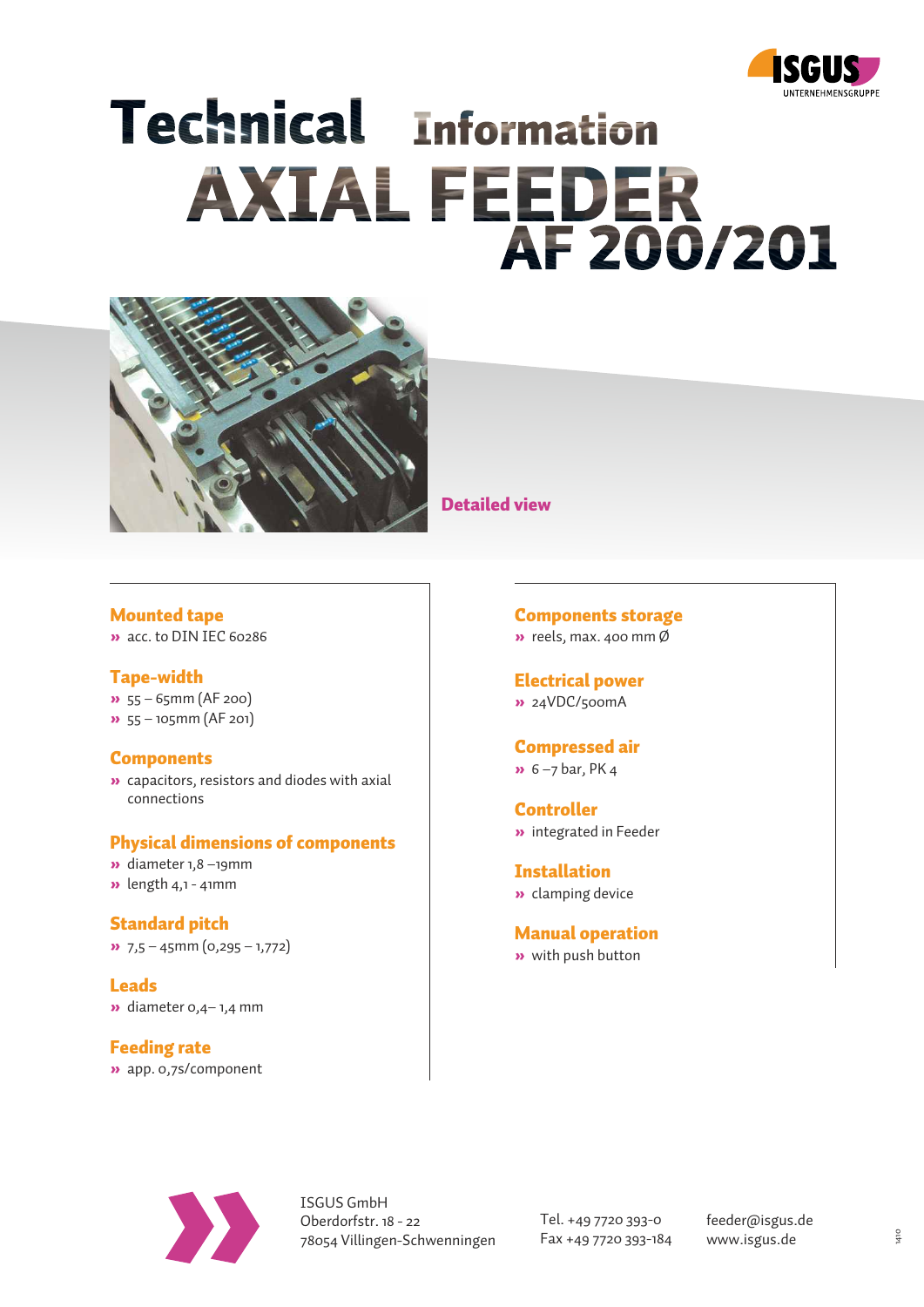# Technical Information

# AXIAL FEEDER AF 200/201

Detailed view

### Mounted tape
» acc. to DIN IEC 60286

### Tape-width
» 55 – 65mm (AF 200)
» 55 – 105mm (AF 201)

### Components
» capacitors, resistors and diodes with axial connections

### Physical dimensions of components
» diameter 1,8 –19mm
» length 4,1 - 41mm

### Standard pitch
» 7,5 – 45mm (0,295 – 1,772)

### Leads
» diameter 0,4– 1,4 mm

### Feeding rate
» app. 0,7s/component

### Components storage
» reels, max. 400 mm Ø

### Electrical power
» 24VDC/500mA

### Compressed air
» 6 –7 bar, PK 4

### Controller
» integrated in Feeder

### Installation
» clamping device

### Manual operation
» with push button

ISGUS GmbH
Oberdorfstr. 18 - 22
78054 Villingen-Schwenningen

Tel. +49 7720 393-0
Fax +49 7720 393-184

feeder@isgus.de
www.isgus.de

1410